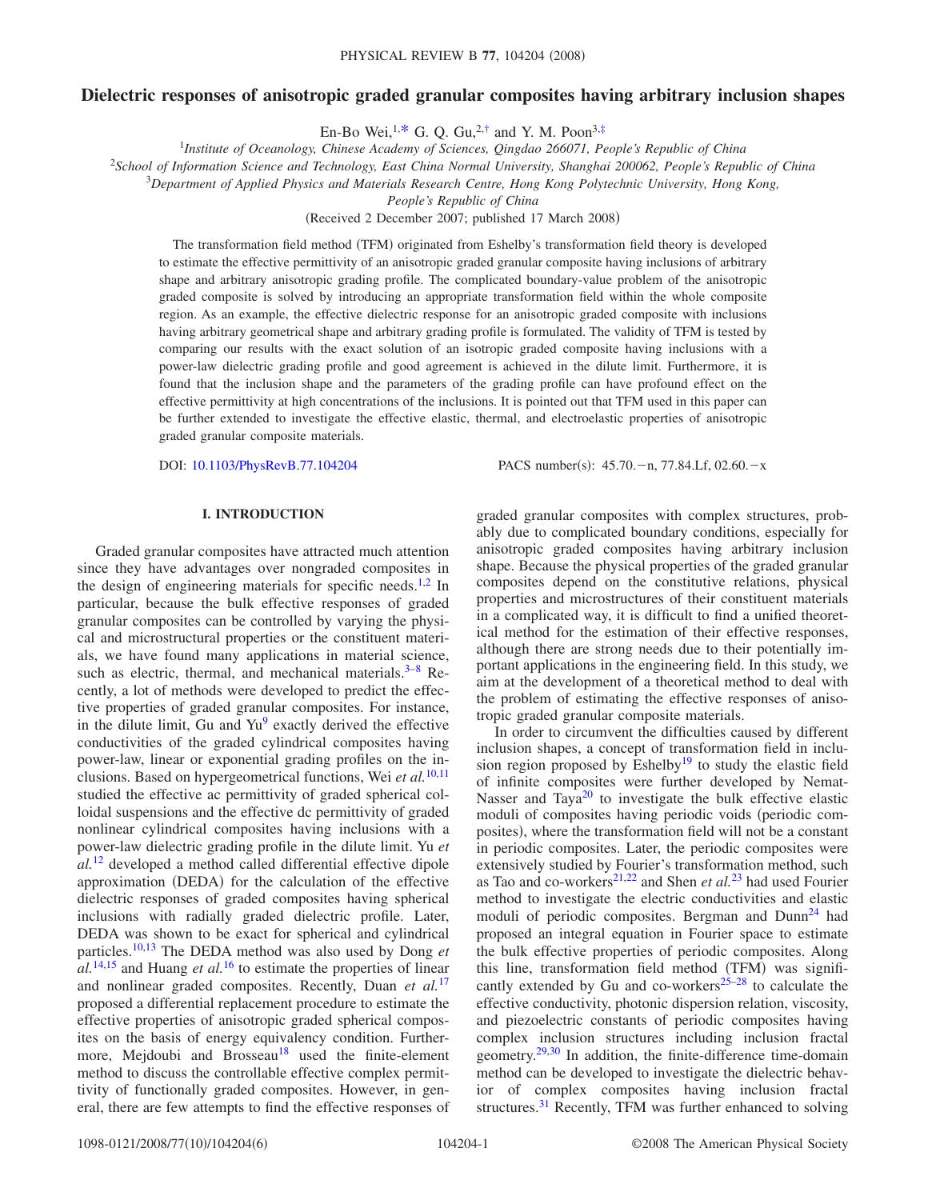# Dielectric responses of anisotropic graded granular composites having arbitrary inclusion shapes

En-Bo Wei,[1,*] G. Q. Gu,[2,†] and Y. M. Poon[3,‡]

[1]*Institute of Oceanology, Chinese Academy of Sciences, Qingdao 266071, People's Republic of China*

[2]*School of Information Science and Technology, East China Normal University, Shanghai 200062, People's Republic of China*

[3]*Department of Applied Physics and Materials Research Centre, Hong Kong Polytechnic University, Hong Kong, People's Republic of China*

(Received 2 December 2007; published 17 March 2008)

The transformation field method (TFM) originated from Eshelby's transformation field theory is developed to estimate the effective permittivity of an anisotropic graded granular composite having inclusions of arbitrary shape and arbitrary anisotropic grading profile. The complicated boundary-value problem of the anisotropic graded composite is solved by introducing an appropriate transformation field within the whole composite region. As an example, the effective dielectric response for an anisotropic graded composite with inclusions having arbitrary geometrical shape and arbitrary grading profile is formulated. The validity of TFM is tested by comparing our results with the exact solution of an isotropic graded composite having inclusions with a power-law dielectric grading profile and good agreement is achieved in the dilute limit. Furthermore, it is found that the inclusion shape and the parameters of the grading profile can have profound effect on the effective permittivity at high concentrations of the inclusions. It is pointed out that TFM used in this paper can be further extended to investigate the effective elastic, thermal, and electroelastic properties of anisotropic graded granular composite materials.

DOI: 10.1103/PhysRevB.77.104204 PACS number(s): 45.70.−n, 77.84.Lf, 02.60.−x

## I. INTRODUCTION

Graded granular composites have attracted much attention since they have advantages over nongraded composites in the design of engineering materials for specific needs.[1,2] In particular, because the bulk effective responses of graded granular composites can be controlled by varying the physical and microstructural properties or the constituent materials, we have found many applications in material science, such as electric, thermal, and mechanical materials.[3–8] Recently, a lot of methods were developed to predict the effective properties of graded granular composites. For instance, in the dilute limit, Gu and Yu[9] exactly derived the effective conductivities of the graded cylindrical composites having power-law, linear or exponential grading profiles on the inclusions. Based on hypergeometrical functions, Wei *et al.*[10,11] studied the effective ac permittivity of graded spherical colloidal suspensions and the effective dc permittivity of graded nonlinear cylindrical composites having inclusions with a power-law dielectric grading profile in the dilute limit. Yu *et al.*[12] developed a method called differential effective dipole approximation (DEDA) for the calculation of the effective dielectric responses of graded composites having spherical inclusions with radially graded dielectric profile. Later, DEDA was shown to be exact for spherical and cylindrical particles.[10,13] The DEDA method was also used by Dong *et al.*[14,15] and Huang *et al.*[16] to estimate the properties of linear and nonlinear graded composites. Recently, Duan *et al.*[17] proposed a differential replacement procedure to estimate the effective properties of anisotropic graded spherical composites on the basis of energy equivalency condition. Furthermore, Mejdoubi and Brosseau[18] used the finite-element method to discuss the controllable effective complex permittivity of functionally graded composites. However, in general, there are few attempts to find the effective responses of graded granular composites with complex structures, probably due to complicated boundary conditions, especially for anisotropic graded composites having arbitrary inclusion shape. Because the physical properties of the graded granular composites depend on the constitutive relations, physical properties and microstructures of their constituent materials in a complicated way, it is difficult to find a unified theoretical method for the estimation of their effective responses, although there are strong needs due to their potentially important applications in the engineering field. In this study, we aim at the development of a theoretical method to deal with the problem of estimating the effective responses of anisotropic graded granular composite materials.

In order to circumvent the difficulties caused by different inclusion shapes, a concept of transformation field in inclusion region proposed by Eshelby[19] to study the elastic field of infinite composites were further developed by Nemat-Nasser and Taya[20] to investigate the bulk effective elastic moduli of composites having periodic voids (periodic composites), where the transformation field will not be a constant in periodic composites. Later, the periodic composites were extensively studied by Fourier's transformation method, such as Tao and co-workers[21,22] and Shen *et al.*[23] had used Fourier method to investigate the electric conductivities and elastic moduli of periodic composites. Bergman and Dunn[24] had proposed an integral equation in Fourier space to estimate the bulk effective properties of periodic composites. Along this line, transformation field method (TFM) was significantly extended by Gu and co-workers[25–28] to calculate the effective conductivity, photonic dispersion relation, viscosity, and piezoelectric constants of periodic composites having complex inclusion structures including inclusion fractal geometry.[29,30] In addition, the finite-difference time-domain method can be developed to investigate the dielectric behavior of complex composites having inclusion fractal structures.[31] Recently, TFM was further enhanced to solving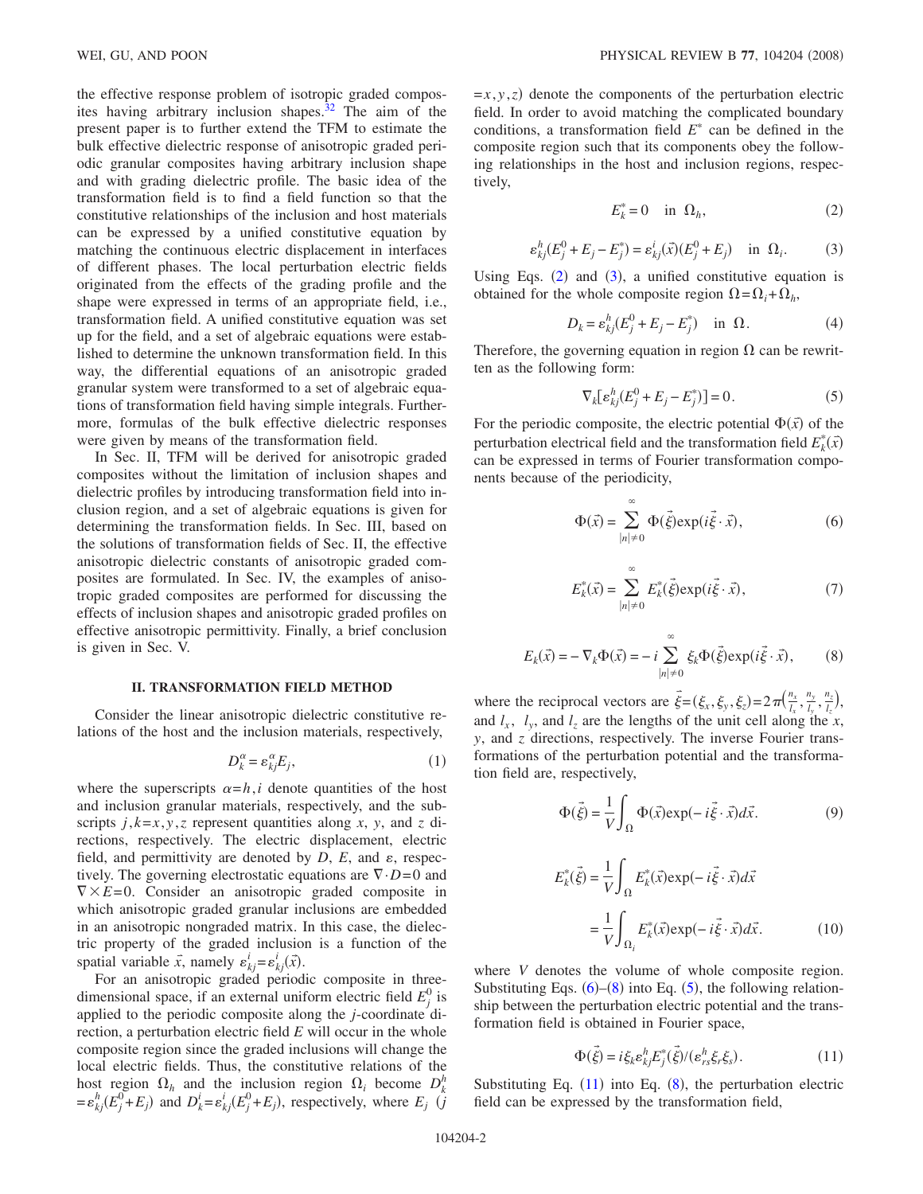the effective response problem of isotropic graded composites having arbitrary inclusion shapes.[32] The aim of the present paper is to further extend the TFM to estimate the bulk effective dielectric response of anisotropic graded periodic granular composites having arbitrary inclusion shape and with grading dielectric profile. The basic idea of the transformation field is to find a field function so that the constitutive relationships of the inclusion and host materials can be expressed by a unified constitutive equation by matching the continuous electric displacement in interfaces of different phases. The local perturbation electric fields originated from the effects of the grading profile and the shape were expressed in terms of an appropriate field, i.e., transformation field. A unified constitutive equation was set up for the field, and a set of algebraic equations were established to determine the unknown transformation field. In this way, the differential equations of an anisotropic graded granular system were transformed to a set of algebraic equations of transformation field having simple integrals. Furthermore, formulas of the bulk effective dielectric responses were given by means of the transformation field.

In Sec. II, TFM will be derived for anisotropic graded composites without the limitation of inclusion shapes and dielectric profiles by introducing transformation field into inclusion region, and a set of algebraic equations is given for determining the transformation fields. In Sec. III, based on the solutions of transformation fields of Sec. II, the effective anisotropic dielectric constants of anisotropic graded composites are formulated. In Sec. IV, the examples of anisotropic graded composites are performed for discussing the effects of inclusion shapes and anisotropic graded profiles on effective anisotropic permittivity. Finally, a brief conclusion is given in Sec. V.

## II. TRANSFORMATION FIELD METHOD

Consider the linear anisotropic dielectric constitutive relations of the host and the inclusion materials, respectively,

$$D_k^\alpha = \varepsilon_{kj}^\alpha E_j, \tag{1}$$

where the superscripts $\alpha = h, i$ denote quantities of the host and inclusion granular materials, respectively, and the subscripts $j, k = x, y, z$ represent quantities along $x$, $y$, and $z$ directions, respectively. The electric displacement, electric field, and permittivity are denoted by $D$, $E$, and $\varepsilon$, respectively. The governing electrostatic equations are $\nabla \cdot D = 0$ and $\nabla \times E = 0$. Consider an anisotropic graded composite in which anisotropic graded granular inclusions are embedded in an anisotropic nongraded matrix. In this case, the dielectric property of the graded inclusion is a function of the spatial variable $\vec{x}$, namely $\varepsilon_{kj}^i = \varepsilon_{kj}^i(\vec{x})$.

For an anisotropic graded periodic composite in three-dimensional space, if an external uniform electric field $E_j^0$ is applied to the periodic composite along the $j$-coordinate direction, a perturbation electric field $E$ will occur in the whole composite region since the graded inclusions will change the local electric fields. Thus, the constitutive relations of the host region $\Omega_h$ and the inclusion region $\Omega_i$ become $D_k^h = \varepsilon_{kj}^h(E_j^0 + E_j)$ and $D_k^i = \varepsilon_{kj}^i(E_j^0 + E_j)$, respectively, where $E_j$ ($j = x, y, z$) denote the components of the perturbation electric field. In order to avoid matching the complicated boundary conditions, a transformation field $E^*$ can be defined in the composite region such that its components obey the following relationships in the host and inclusion regions, respectively,

$$E_k^* = 0 \quad \text{in } \Omega_h, \tag{2}$$

$$\varepsilon_{kj}^h(E_j^0 + E_j - E_j^*) = \varepsilon_{kj}^i(\vec{x})(E_j^0 + E_j) \quad \text{in } \Omega_i. \tag{3}$$

Using Eqs. (2) and (3), a unified constitutive equation is obtained for the whole composite region $\Omega = \Omega_i + \Omega_h$,

$$D_k = \varepsilon_{kj}^h(E_j^0 + E_j - E_j^*) \quad \text{in } \Omega. \tag{4}$$

Therefore, the governing equation in region $\Omega$ can be rewritten as the following form:

$$\nabla_k[\varepsilon_{kj}^h(E_j^0 + E_j - E_j^*)] = 0. \tag{5}$$

For the periodic composite, the electric potential $\Phi(\vec{x})$ of the perturbation electrical field and the transformation field $E_k^*(\vec{x})$ can be expressed in terms of Fourier transformation components because of the periodicity,

$$\Phi(\vec{x}) = \sum_{|n| \neq 0}^{\infty} \Phi(\vec{\xi})\exp(i\vec{\xi} \cdot \vec{x}), \tag{6}$$

$$E_k^*(\vec{x}) = \sum_{|n| \neq 0}^{\infty} E_k^*(\vec{\xi})\exp(i\vec{\xi} \cdot \vec{x}), \tag{7}$$

$$E_k(\vec{x}) = -\nabla_k \Phi(\vec{x}) = -i \sum_{|n| \neq 0}^{\infty} \xi_k \Phi(\vec{\xi})\exp(i\vec{\xi} \cdot \vec{x}), \tag{8}$$

where the reciprocal vectors are $\vec{\xi} = (\xi_x, \xi_y, \xi_z) = 2\pi\left(\frac{n_x}{l_x}, \frac{n_y}{l_y}, \frac{n_z}{l_z}\right)$, and $l_x$, $l_y$, and $l_z$ are the lengths of the unit cell along the $x$, $y$, and $z$ directions, respectively. The inverse Fourier transformations of the perturbation potential and the transformation field are, respectively,

$$\Phi(\vec{\xi}) = \frac{1}{V}\int_{\Omega} \Phi(\vec{x})\exp(-i\vec{\xi} \cdot \vec{x})d\vec{x}. \tag{9}$$

$$E_k^*(\vec{\xi}) = \frac{1}{V}\int_{\Omega} E_k^*(\vec{x})\exp(-i\vec{\xi} \cdot \vec{x})d\vec{x} = \frac{1}{V}\int_{\Omega_i} E_k^*(\vec{x})\exp(-i\vec{\xi} \cdot \vec{x})d\vec{x}. \tag{10}$$

where $V$ denotes the volume of whole composite region. Substituting Eqs. (6)–(8) into Eq. (5), the following relationship between the perturbation electric potential and the transformation field is obtained in Fourier space,

$$\Phi(\vec{\xi}) = i\xi_k \varepsilon_{kj}^h E_j^*(\vec{\xi})/(\varepsilon_{rs}^h \xi_r \xi_s). \tag{11}$$

Substituting Eq. (11) into Eq. (8), the perturbation electric field can be expressed by the transformation field,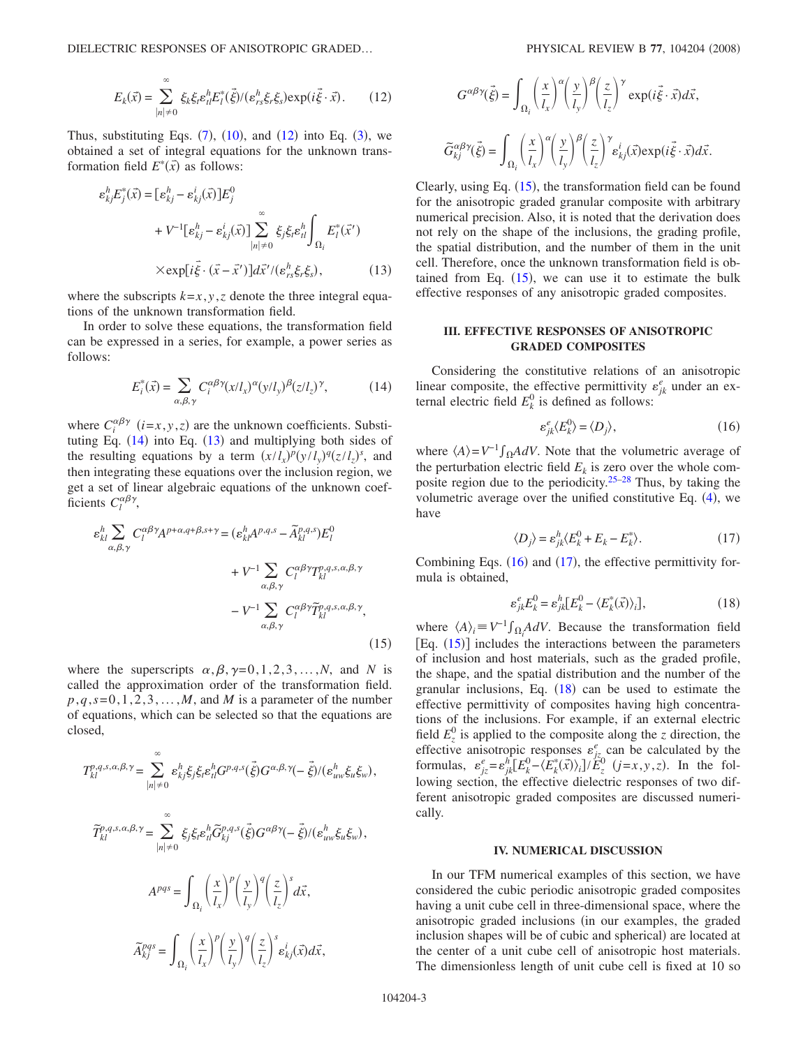$$E_k(\vec{x}) = \sum_{|n|\neq 0}^{\infty} \xi_k \xi_t \varepsilon_{tl}^h E_l^*(\vec{\xi}) / (\varepsilon_{rs}^h \xi_r \xi_s) \exp(i\vec{\xi}\cdot\vec{x}). \qquad (12)$$

Thus, substituting Eqs. (7), (10), and (12) into Eq. (3), we obtained a set of integral equations for the unknown transformation field $E^*(\vec{x})$ as follows:

$$\begin{aligned}\varepsilon_{kj}^h E_j^*(\vec{x}) = &[\varepsilon_{kj}^h - \varepsilon_{kj}^i(\vec{x})]E_j^0 \\ &+ V^{-1}[\varepsilon_{kj}^h - \varepsilon_{kj}^i(\vec{x})] \sum_{|n|\neq 0}^{\infty} \xi_j \xi_t \varepsilon_{tl}^h \int_{\Omega_i} E_l^*(\vec{x}') \\ &\times \exp[i\vec{\xi}\cdot(\vec{x}-\vec{x}')]d\vec{x}'/(\varepsilon_{rs}^h \xi_r \xi_s), \qquad (13)\end{aligned}$$

where the subscripts $k=x,y,z$ denote the three integral equations of the unknown transformation field.

In order to solve these equations, the transformation field can be expressed in a series, for example, a power series as follows:

$$E_i^*(\vec{x}) = \sum_{\alpha,\beta,\gamma} C_i^{\alpha\beta\gamma}(x/l_x)^\alpha (y/l_y)^\beta (z/l_z)^\gamma, \qquad (14)$$

where $C_i^{\alpha\beta\gamma}$ $(i=x,y,z)$ are the unknown coefficients. Substituting Eq. (14) into Eq. (13) and multiplying both sides of the resulting equations by a term $(x/l_x)^p(y/l_y)^q(z/l_z)^s$, and then integrating these equations over the inclusion region, we get a set of linear algebraic equations of the unknown coefficients $C_l^{\alpha\beta\gamma}$,

$$\begin{aligned}\varepsilon_{kl}^h \sum_{\alpha,\beta,\gamma} C_l^{\alpha\beta\gamma} A^{p+\alpha,q+\beta,s+\gamma} = &(\varepsilon_{kl}^h A^{p,q,s} - \tilde{A}_{kl}^{p,q,s})E_l^0 \\ &+ V^{-1}\sum_{\alpha,\beta,\gamma} C_l^{\alpha\beta\gamma} T_{kl}^{p,q,s,\alpha,\beta,\gamma} \\ &- V^{-1}\sum_{\alpha,\beta,\gamma} C_l^{\alpha\beta\gamma} \tilde{T}_{kl}^{p,q,s,\alpha,\beta,\gamma}, \qquad (15)\end{aligned}$$

where the superscripts $\alpha,\beta,\gamma=0,1,2,3,\ldots,N$, and $N$ is called the approximation order of the transformation field. $p,q,s=0,1,2,3,\ldots,M$, and $M$ is a parameter of the number of equations, which can be selected so that the equations are closed,

$$T_{kl}^{p,q,s,\alpha,\beta,\gamma} = \sum_{|n|\neq 0}^{\infty} \varepsilon_{kj}^h \xi_j \xi_t \varepsilon_{tl}^h G^{p,q,s}(\vec{\xi}) G^{\alpha,\beta,\gamma}(-\vec{\xi})/(\varepsilon_{uw}^h \xi_u \xi_w),$$

$$\tilde{T}_{kl}^{p,q,s,\alpha,\beta,\gamma} = \sum_{|n|\neq 0}^{\infty} \xi_j \xi_t \varepsilon_{tl}^h \tilde{G}_{kj}^{p,q,s}(\vec{\xi}) G^{\alpha\beta\gamma}(-\vec{\xi})/(\varepsilon_{uw}^h \xi_u \xi_w),$$

$$A^{pqs} = \int_{\Omega_i} \left(\frac{x}{l_x}\right)^p \left(\frac{y}{l_y}\right)^q \left(\frac{z}{l_z}\right)^s d\vec{x},$$

$$\tilde{A}_{kj}^{pqs} = \int_{\Omega_i} \left(\frac{x}{l_x}\right)^p \left(\frac{y}{l_y}\right)^q \left(\frac{z}{l_z}\right)^s \varepsilon_{kj}^i(\vec{x}) d\vec{x},$$

$$G^{\alpha\beta\gamma}(\vec{\xi}) = \int_{\Omega_i} \left(\frac{x}{l_x}\right)^\alpha \left(\frac{y}{l_y}\right)^\beta \left(\frac{z}{l_z}\right)^\gamma \exp(i\vec{\xi}\cdot\vec{x}) d\vec{x},$$

$$\tilde{G}_{kj}^{\alpha\beta\gamma}(\vec{\xi}) = \int_{\Omega_i} \left(\frac{x}{l_x}\right)^\alpha \left(\frac{y}{l_y}\right)^\beta \left(\frac{z}{l_z}\right)^\gamma \varepsilon_{kj}^i(\vec{x}) \exp(i\vec{\xi}\cdot\vec{x}) d\vec{x}.$$

Clearly, using Eq. (15), the transformation field can be found for the anisotropic graded granular composite with arbitrary numerical precision. Also, it is noted that the derivation does not rely on the shape of the inclusions, the grading profile, the spatial distribution, and the number of them in the unit cell. Therefore, once the unknown transformation field is obtained from Eq. (15), we can use it to estimate the bulk effective responses of any anisotropic graded composites.

## III. EFFECTIVE RESPONSES OF ANISOTROPIC GRADED COMPOSITES

Considering the constitutive relations of an anisotropic linear composite, the effective permittivity $\varepsilon_{jk}^e$ under an external electric field $E_k^0$ is defined as follows:

$$\varepsilon_{jk}^e \langle E_k^0 \rangle = \langle D_j \rangle, \qquad (16)$$

where $\langle A \rangle = V^{-1}\int_\Omega A dV$. Note that the volumetric average of the perturbation electric field $E_k$ is zero over the whole composite region due to the periodicity.[25–28] Thus, by taking the volumetric average over the unified constitutive Eq. (4), we have

$$\langle D_j \rangle = \varepsilon_{jk}^h \langle E_k^0 + E_k - E_k^* \rangle. \qquad (17)$$

Combining Eqs. (16) and (17), the effective permittivity formula is obtained,

$$\varepsilon_{jk}^e E_k^0 = \varepsilon_{jk}^h [E_k^0 - \langle E_k^*(\vec{x}) \rangle_i], \qquad (18)$$

where $\langle A \rangle_i \equiv V^{-1}\int_{\Omega_i} A dV$. Because the transformation field [Eq. (15)] includes the interactions between the parameters of inclusion and host materials, such as the graded profile, the shape, and the spatial distribution and the number of the granular inclusions, Eq. (18) can be used to estimate the effective permittivity of composites having high concentrations of the inclusions. For example, if an external electric field $E_z^0$ is applied to the composite along the $z$ direction, the effective anisotropic responses $\varepsilon_{jz}^e$ can be calculated by the formulas, $\varepsilon_{jz}^e = \varepsilon_{jk}^h [E_k^0 - \langle E_k^*(\vec{x}) \rangle_i]/E_z^0$ $(j=x,y,z)$. In the following section, the effective dielectric responses of two different anisotropic graded composites are discussed numerically.

## IV. NUMERICAL DISCUSSION

In our TFM numerical examples of this section, we have considered the cubic periodic anisotropic graded composites having a unit cube cell in three-dimensional space, where the anisotropic graded inclusions (in our examples, the graded inclusion shapes will be of cubic and spherical) are located at the center of a unit cube cell of anisotropic host materials. The dimensionless length of unit cube cell is fixed at 10 so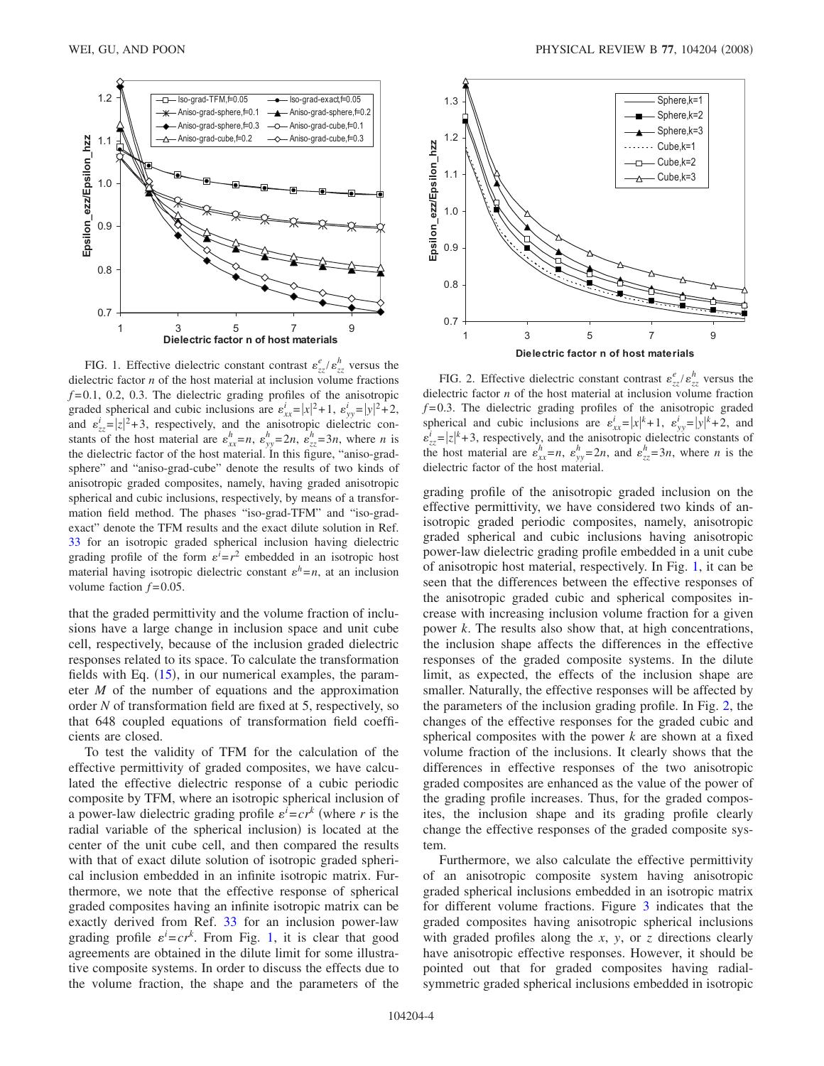FIG. 1. Effective dielectric constant contrast $\varepsilon_{zz}^{e}/\varepsilon_{zz}^{h}$ versus the dielectric factor $n$ of the host material at inclusion volume fractions $f=0.1$, 0.2, 0.3. The dielectric grading profiles of the anisotropic graded spherical and cubic inclusions are $\varepsilon_{xx}^{i}=|x|^{2}+1$, $\varepsilon_{yy}^{i}=|y|^{2}+2$, and $\varepsilon_{zz}^{i}=|z|^{2}+3$, respectively, and the anisotropic dielectric constants of the host material are $\varepsilon_{xx}^{h}=n$, $\varepsilon_{yy}^{h}=2n$, $\varepsilon_{zz}^{h}=3n$, where $n$ is the dielectric factor of the host material. In this figure, "aniso-grad-sphere" and "aniso-grad-cube" denote the results of two kinds of anisotropic graded composites, namely, having graded anisotropic spherical and cubic inclusions, respectively, by means of a transformation field method. The phases "iso-grad-TFM" and "iso-grad-exact" denote the TFM results and the exact dilute solution in Ref. 33 for an isotropic graded spherical inclusion having dielectric grading profile of the form $\varepsilon^{i}=r^{2}$ embedded in an isotropic host material having isotropic dielectric constant $\varepsilon^{h}=n$, at an inclusion volume faction $f=0.05$.

that the graded permittivity and the volume fraction of inclusions have a large change in inclusion space and unit cube cell, respectively, because of the inclusion graded dielectric responses related to its space. To calculate the transformation fields with Eq. (15), in our numerical examples, the parameter $M$ of the number of equations and the approximation order $N$ of transformation field are fixed at 5, respectively, so that 648 coupled equations of transformation field coefficients are closed.

To test the validity of TFM for the calculation of the effective permittivity of graded composites, we have calculated the effective dielectric response of a cubic periodic composite by TFM, where an isotropic spherical inclusion of a power-law dielectric grading profile $\varepsilon^{i}=cr^{k}$ (where $r$ is the radial variable of the spherical inclusion) is located at the center of the unit cube cell, and then compared the results with that of exact dilute solution of isotropic graded spherical inclusion embedded in an infinite isotropic matrix. Furthermore, we note that the effective response of spherical graded composites having an infinite isotropic matrix can be exactly derived from Ref. 33 for an inclusion power-law grading profile $\varepsilon^{i}=cr^{k}$. From Fig. 1, it is clear that good agreements are obtained in the dilute limit for some illustrative composite systems. In order to discuss the effects due to the volume fraction, the shape and the parameters of the grading profile of the anisotropic graded inclusion on the effective permittivity, we have considered two kinds of anisotropic graded periodic composites, namely, anisotropic graded spherical and cubic inclusions having anisotropic power-law dielectric grading profile embedded in a unit cube of anisotropic host material, respectively. In Fig. 1, it can be seen that the differences between the effective responses of the anisotropic graded cubic and spherical composites increase with increasing inclusion volume fraction for a given power $k$. The results also show that, at high concentrations, the inclusion shape affects the differences in the effective responses of the graded composite systems. In the dilute limit, as expected, the effects of the inclusion shape are smaller. Naturally, the effective responses will be affected by the parameters of the inclusion grading profile. In Fig. 2, the changes of the effective responses for the graded cubic and spherical composites with the power $k$ are shown at a fixed volume fraction of the inclusions. It clearly shows that the differences in effective responses of the two anisotropic graded composites are enhanced as the value of the power of the grading profile increases. Thus, for the graded composites, the inclusion shape and its grading profile clearly change the effective responses of the graded composite system.

FIG. 2. Effective dielectric constant contrast $\varepsilon_{zz}^{e}/\varepsilon_{zz}^{h}$ versus the dielectric factor $n$ of the host material at inclusion volume fraction $f=0.3$. The dielectric grading profiles of the anisotropic graded spherical and cubic inclusions are $\varepsilon_{xx}^{i}=|x|^{k}+1$, $\varepsilon_{yy}^{i}=|y|^{k}+2$, and $\varepsilon_{zz}^{i}=|z|^{k}+3$, respectively, and the anisotropic dielectric constants of the host material are $\varepsilon_{xx}^{h}=n$, $\varepsilon_{yy}^{h}=2n$, and $\varepsilon_{zz}^{h}=3n$, where $n$ is the dielectric factor of the host material.

Furthermore, we also calculate the effective permittivity of an anisotropic composite system having anisotropic graded spherical inclusions embedded in an isotropic matrix for different volume fractions. Figure 3 indicates that the graded composites having anisotropic spherical inclusions with graded profiles along the $x$, $y$, or $z$ directions clearly have anisotropic effective responses. However, it should be pointed out that for graded composites having radial-symmetric graded spherical inclusions embedded in isotropic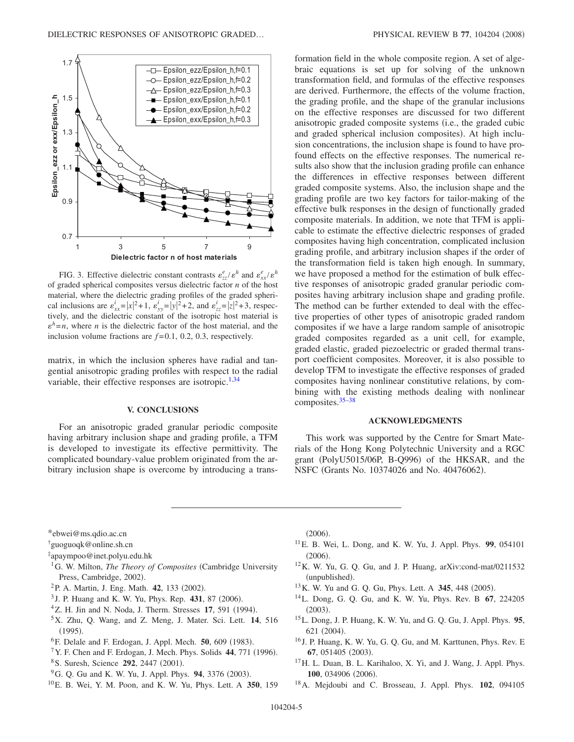Epsilon_ezz/Epsilon_h,f=0.1
Epsilon_ezz/Epsilon_h,f=0.2
Epsilon_ezz/Epsilon_h,f=0.3
Epsilon_exx/Epsilon_h,f=0.1
Epsilon_exx/Epsilon_h,f=0.2
Epsilon_exx/Epsilon_h,f=0.3

Epsilon_ezz or exx/Epsilon_h

1.7
1.5
1.3
1.1
0.9
0.7

1 3 5 7 9

Dielectric factor n of host materials

FIG. 3. Effective dielectric constant contrasts $\varepsilon_{zz}^{e}/\varepsilon^{h}$ and $\varepsilon_{xx}^{e}/\varepsilon^{h}$ of graded spherical composites versus dielectric factor $n$ of the host material, where the dielectric grading profiles of the graded spherical inclusions are $\varepsilon_{xx}^{i}=|x|^{2}+1$, $\varepsilon_{yy}^{i}=|y|^{2}+2$, and $\varepsilon_{zz}^{i}=|z|^{2}+3$, respectively, and the dielectric constant of the isotropic host material is $\varepsilon^{h}=n$, where $n$ is the dielectric factor of the host material, and the inclusion volume fractions are $f=0.1$, 0.2, 0.3, respectively.

matrix, in which the inclusion spheres have radial and tangential anisotropic grading profiles with respect to the radial variable, their effective responses are isotropic.[1,34]

## V. CONCLUSIONS

For an anisotropic graded granular periodic composite having arbitrary inclusion shape and grading profile, a TFM is developed to investigate its effective permittivity. The complicated boundary-value problem originated from the arbitrary inclusion shape is overcome by introducing a transformation field in the whole composite region. A set of algebraic equations is set up for solving of the unknown transformation field, and formulas of the effective responses are derived. Furthermore, the effects of the volume fraction, the grading profile, and the shape of the granular inclusions on the effective responses are discussed for two different anisotropic graded composite systems (i.e., the graded cubic and graded spherical inclusion composites). At high inclusion concentrations, the inclusion shape is found to have profound effects on the effective responses. The numerical results also show that the inclusion grading profile can enhance the differences in effective responses between different graded composite systems. Also, the inclusion shape and the grading profile are two key factors for tailor-making of the effective bulk responses in the design of functionally graded composite materials. In addition, we note that TFM is applicable to estimate the effective dielectric responses of graded composites having high concentration, complicated inclusion grading profile, and arbitrary inclusion shapes if the order of the transformation field is taken high enough. In summary, we have proposed a method for the estimation of bulk effective responses of anisotropic graded granular periodic composites having arbitrary inclusion shape and grading profile. The method can be further extended to deal with the effective properties of other types of anisotropic graded random composites if we have a large random sample of anisotropic graded composites regarded as a unit cell, for example, graded elastic, graded piezoelectric or graded thermal transport coefficient composites. Moreover, it is also possible to develop TFM to investigate the effective responses of graded composites having nonlinear constitutive relations, by combining with the existing methods dealing with nonlinear composites.[35–38]

## ACKNOWLEDGMENTS

This work was supported by the Centre for Smart Materials of the Hong Kong Polytechnic University and a RGC grant (PolyU5015/06P, B-Q996) of the HKSAR, and the NSFC (Grants No. 10374026 and No. 40476062).

---

*ebwei@ms.qdio.ac.cn

†guoguoqk@online.sh.cn

‡apaypmoo@inet.polyu.edu.hk

[1] G. W. Milton, *The Theory of Composites* (Cambridge University Press, Cambridge, 2002).

[2] P. A. Martin, J. Eng. Math. **42**, 133 (2002).

[3] J. P. Huang and K. W. Yu, Phys. Rep. **431**, 87 (2006).

[4] Z. H. Jin and N. Noda, J. Therm. Stresses **17**, 591 (1994).

[5] X. Zhu, Q. Wang, and Z. Meng, J. Mater. Sci. Lett. **14**, 516 (1995).

[6] F. Delale and F. Erdogan, J. Appl. Mech. **50**, 609 (1983).

[7] Y. F. Chen and F. Erdogan, J. Mech. Phys. Solids **44**, 771 (1996).

[8] S. Suresh, Science **292**, 2447 (2001).

[9] G. Q. Gu and K. W. Yu, J. Appl. Phys. **94**, 3376 (2003).

[10] E. B. Wei, Y. M. Poon, and K. W. Yu, Phys. Lett. A **350**, 159 (2006).

[11] E. B. Wei, L. Dong, and K. W. Yu, J. Appl. Phys. **99**, 054101 (2006).

[12] K. W. Yu, G. Q. Gu, and J. P. Huang, arXiv:cond-mat/0211532 (unpublished).

[13] K. W. Yu and G. Q. Gu, Phys. Lett. A **345**, 448 (2005).

[14] L. Dong, G. Q. Gu, and K. W. Yu, Phys. Rev. B **67**, 224205 (2003).

[15] L. Dong, J. P. Huang, K. W. Yu, and G. Q. Gu, J. Appl. Phys. **95**, 621 (2004).

[16] J. P. Huang, K. W. Yu, G. Q. Gu, and M. Karttunen, Phys. Rev. E **67**, 051405 (2003).

[17] H. L. Duan, B. L. Karihaloo, X. Yi, and J. Wang, J. Appl. Phys. **100**, 034906 (2006).

[18] A. Mejdoubi and C. Brosseau, J. Appl. Phys. **102**, 094105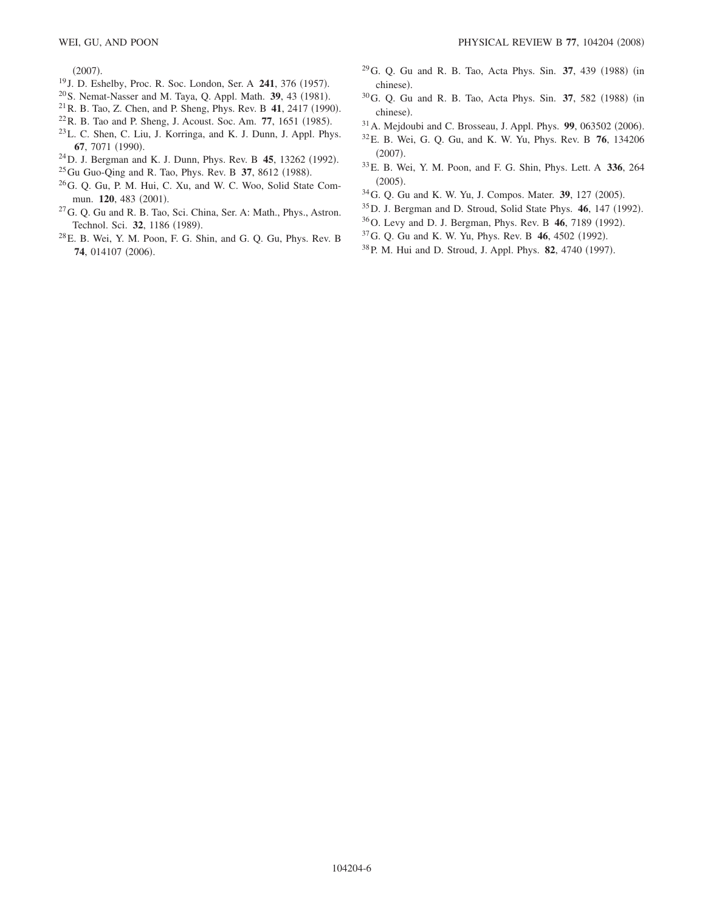(2007).

[19] J. D. Eshelby, Proc. R. Soc. London, Ser. A **241**, 376 (1957).

[20] S. Nemat-Nasser and M. Taya, Q. Appl. Math. **39**, 43 (1981).

[21] R. B. Tao, Z. Chen, and P. Sheng, Phys. Rev. B **41**, 2417 (1990).

[22] R. B. Tao and P. Sheng, J. Acoust. Soc. Am. **77**, 1651 (1985).

[23] L. C. Shen, C. Liu, J. Korringa, and K. J. Dunn, J. Appl. Phys. **67**, 7071 (1990).

[24] D. J. Bergman and K. J. Dunn, Phys. Rev. B **45**, 13262 (1992).

[25] Gu Guo-Qing and R. Tao, Phys. Rev. B **37**, 8612 (1988).

[26] G. Q. Gu, P. M. Hui, C. Xu, and W. C. Woo, Solid State Commun. **120**, 483 (2001).

[27] G. Q. Gu and R. B. Tao, Sci. China, Ser. A: Math., Phys., Astron. Technol. Sci. **32**, 1186 (1989).

[28] E. B. Wei, Y. M. Poon, F. G. Shin, and G. Q. Gu, Phys. Rev. B **74**, 014107 (2006).

[29] G. Q. Gu and R. B. Tao, Acta Phys. Sin. **37**, 439 (1988) (in chinese).

[30] G. Q. Gu and R. B. Tao, Acta Phys. Sin. **37**, 582 (1988) (in chinese).

[31] A. Mejdoubi and C. Brosseau, J. Appl. Phys. **99**, 063502 (2006).

[32] E. B. Wei, G. Q. Gu, and K. W. Yu, Phys. Rev. B **76**, 134206 (2007).

[33] E. B. Wei, Y. M. Poon, and F. G. Shin, Phys. Lett. A **336**, 264 (2005).

[34] G. Q. Gu and K. W. Yu, J. Compos. Mater. **39**, 127 (2005).

[35] D. J. Bergman and D. Stroud, Solid State Phys. **46**, 147 (1992).

[36] O. Levy and D. J. Bergman, Phys. Rev. B **46**, 7189 (1992).

[37] G. Q. Gu and K. W. Yu, Phys. Rev. B **46**, 4502 (1992).

[38] P. M. Hui and D. Stroud, J. Appl. Phys. **82**, 4740 (1997).